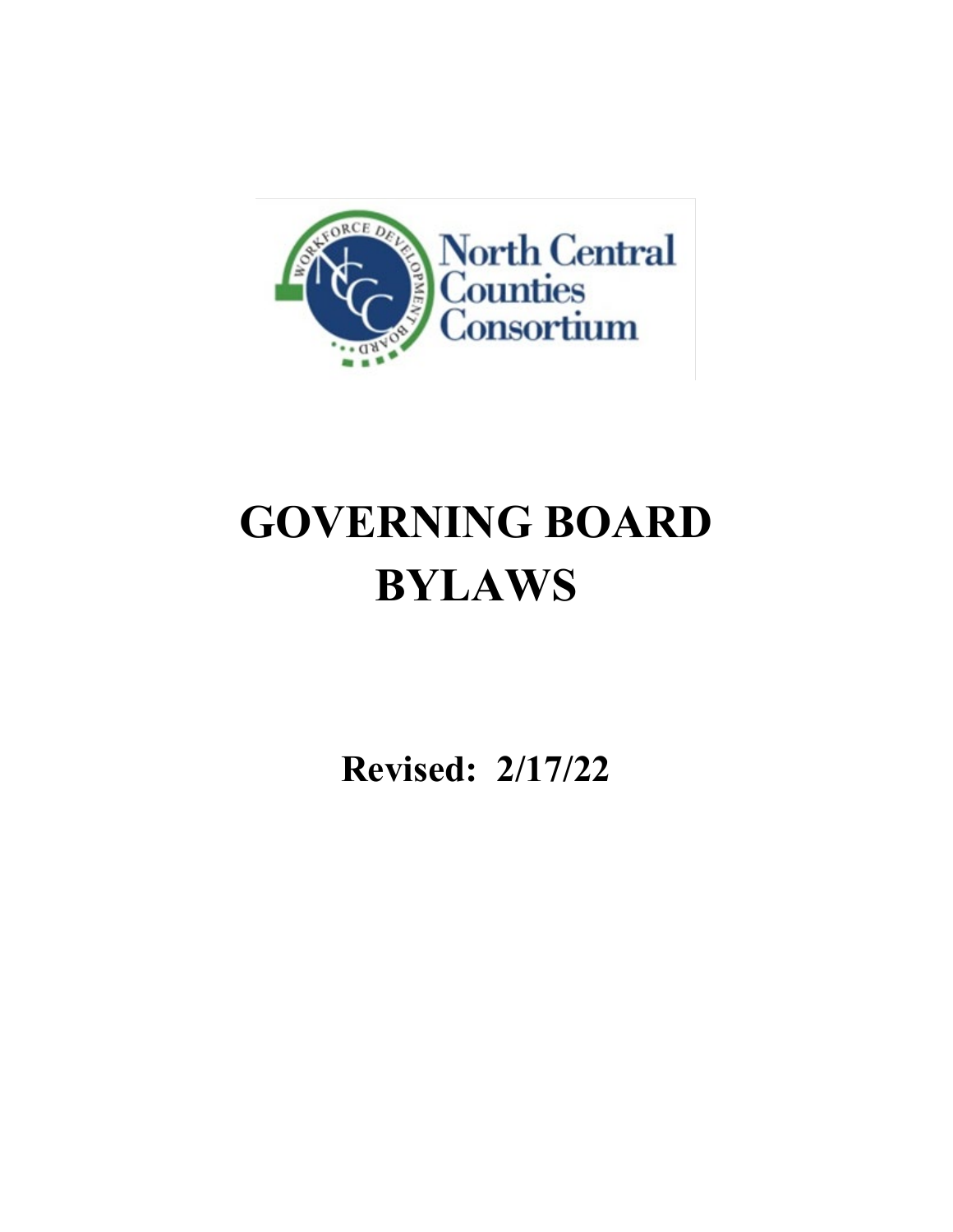North Central Counties Consortium

# GOVERNING BOARD BYLAWS

**Revised: 2/17/22**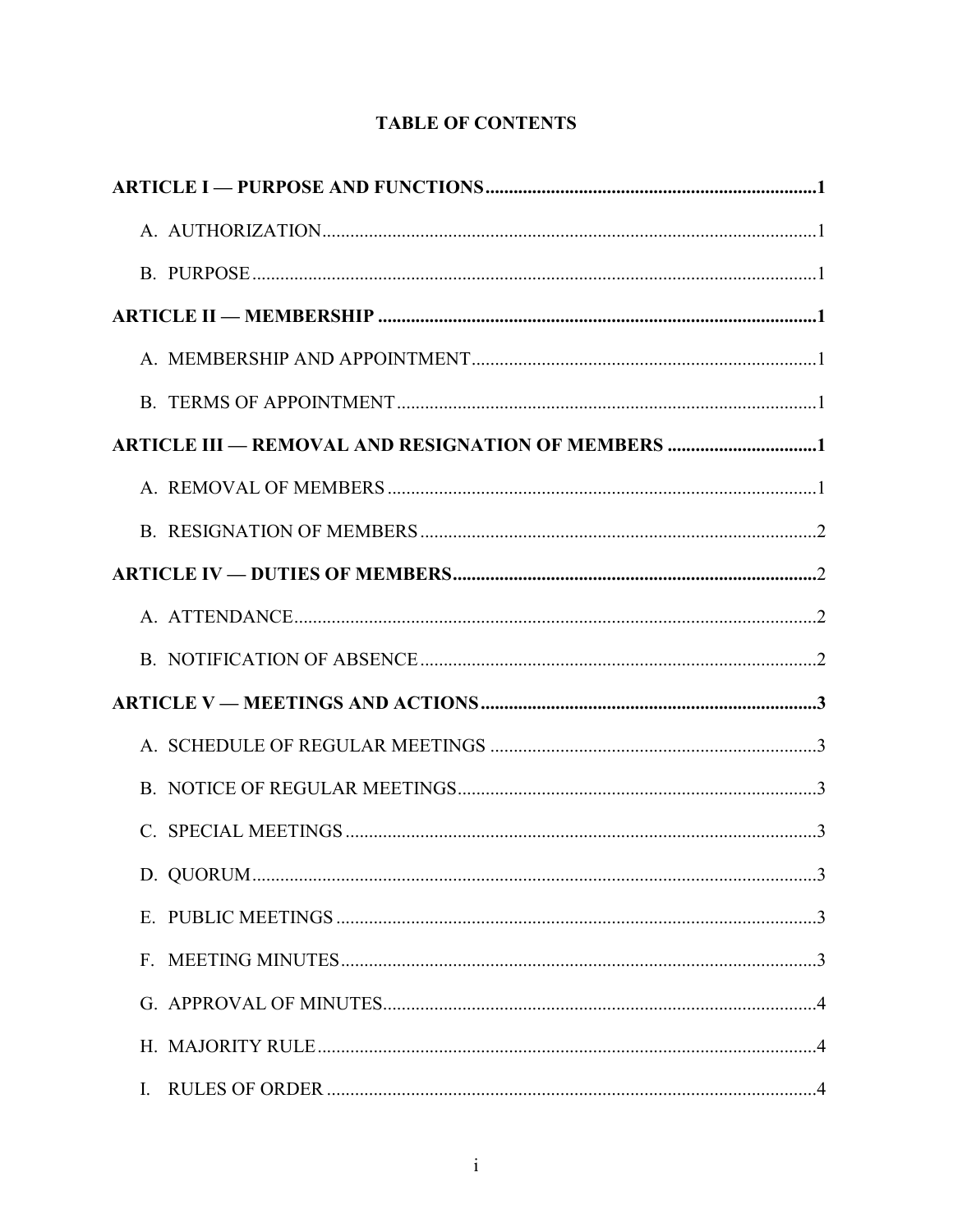# TABLE OF CONTENTS

**ARTICLE I — PURPOSE AND FUNCTIONS** .......... **1**

A. AUTHORIZATION .......... 1

B. PURPOSE .......... 1

**ARTICLE II — MEMBERSHIP** .......... **1**

A. MEMBERSHIP AND APPOINTMENT .......... 1

B. TERMS OF APPOINTMENT .......... 1

**ARTICLE III — REMOVAL AND RESIGNATION OF MEMBERS** .......... **1**

A. REMOVAL OF MEMBERS .......... 1

B. RESIGNATION OF MEMBERS .......... 2

**ARTICLE IV — DUTIES OF MEMBERS** .......... **2**

A. ATTENDANCE .......... 2

B. NOTIFICATION OF ABSENCE .......... 2

**ARTICLE V — MEETINGS AND ACTIONS** .......... **3**

A. SCHEDULE OF REGULAR MEETINGS .......... 3

B. NOTICE OF REGULAR MEETINGS .......... 3

C. SPECIAL MEETINGS .......... 3

D. QUORUM .......... 3

E. PUBLIC MEETINGS .......... 3

F. MEETING MINUTES .......... 3

G. APPROVAL OF MINUTES .......... 4

H. MAJORITY RULE .......... 4

I. RULES OF ORDER .......... 4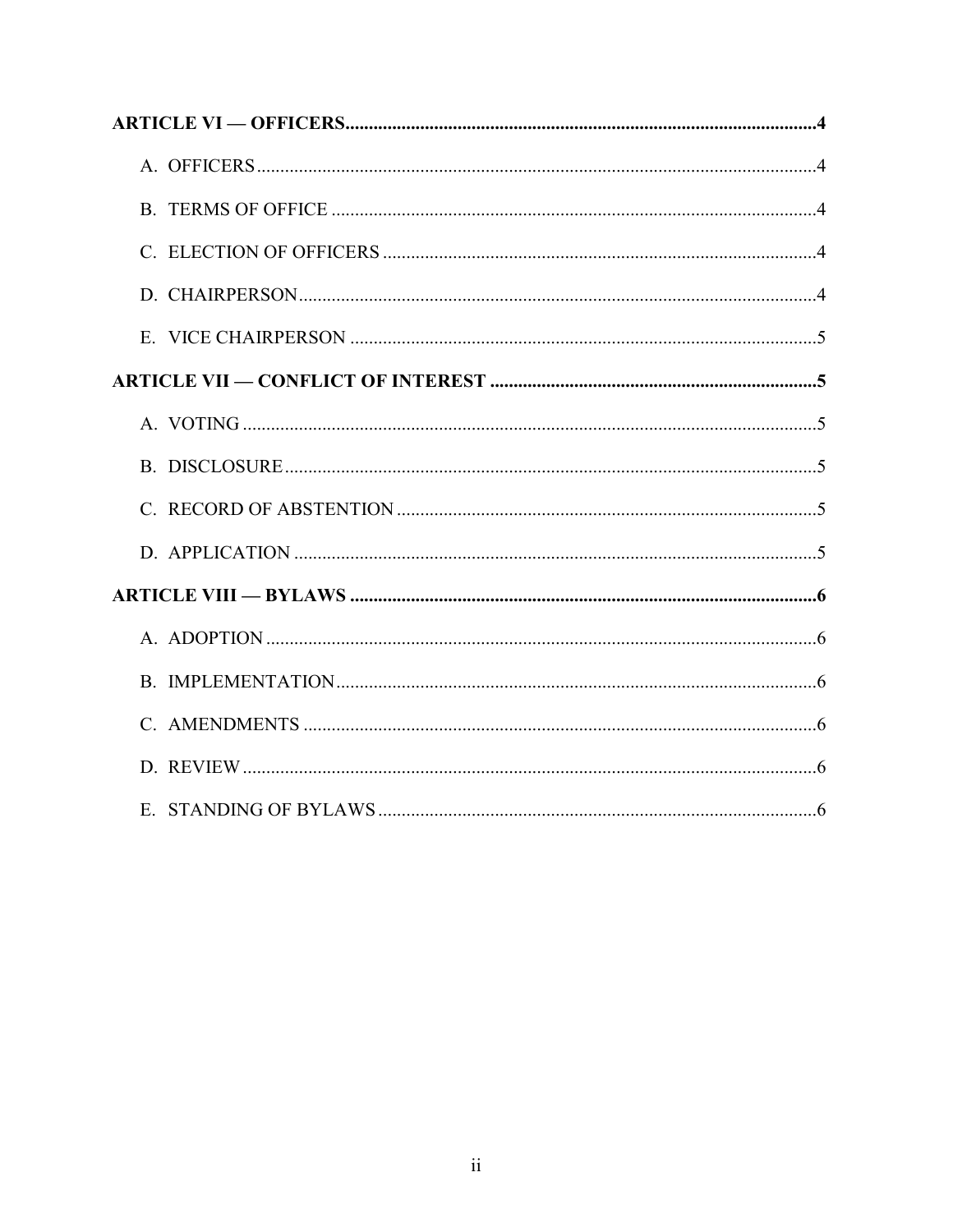**ARTICLE VI — OFFICERS**.................................................................................................4

A. OFFICERS....................................................................................................................4

B. TERMS OF OFFICE ....................................................................................................4

C. ELECTION OF OFFICERS ..........................................................................................4

D. CHAIRPERSON...........................................................................................................4

E. VICE CHAIRPERSON .................................................................................................5

**ARTICLE VII — CONFLICT OF INTEREST** ....................................................................5

A. VOTING ........................................................................................................................5

B. DISCLOSURE...............................................................................................................5

C. RECORD OF ABSTENTION ........................................................................................5

D. APPLICATION .............................................................................................................5

**ARTICLE VIII — BYLAWS** ................................................................................................6

A. ADOPTION ..................................................................................................................6

B. IMPLEMENTATION....................................................................................................6

C. AMENDMENTS ...........................................................................................................6

D. REVIEW .......................................................................................................................6

E. STANDING OF BYLAWS ............................................................................................6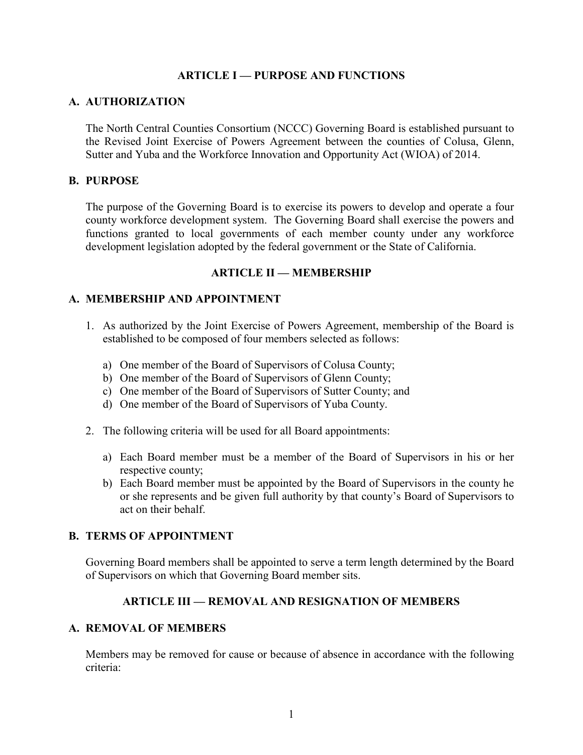## ARTICLE I — PURPOSE AND FUNCTIONS

### A. AUTHORIZATION

The North Central Counties Consortium (NCCC) Governing Board is established pursuant to the Revised Joint Exercise of Powers Agreement between the counties of Colusa, Glenn, Sutter and Yuba and the Workforce Innovation and Opportunity Act (WIOA) of 2014.

### B. PURPOSE

The purpose of the Governing Board is to exercise its powers to develop and operate a four county workforce development system. The Governing Board shall exercise the powers and functions granted to local governments of each member county under any workforce development legislation adopted by the federal government or the State of California.

## ARTICLE II — MEMBERSHIP

### A. MEMBERSHIP AND APPOINTMENT

1. As authorized by the Joint Exercise of Powers Agreement, membership of the Board is established to be composed of four members selected as follows:

   a) One member of the Board of Supervisors of Colusa County;
   b) One member of the Board of Supervisors of Glenn County;
   c) One member of the Board of Supervisors of Sutter County; and
   d) One member of the Board of Supervisors of Yuba County.

2. The following criteria will be used for all Board appointments:

   a) Each Board member must be a member of the Board of Supervisors in his or her respective county;
   b) Each Board member must be appointed by the Board of Supervisors in the county he or she represents and be given full authority by that county's Board of Supervisors to act on their behalf.

### B. TERMS OF APPOINTMENT

Governing Board members shall be appointed to serve a term length determined by the Board of Supervisors on which that Governing Board member sits.

## ARTICLE III — REMOVAL AND RESIGNATION OF MEMBERS

### A. REMOVAL OF MEMBERS

Members may be removed for cause or because of absence in accordance with the following criteria: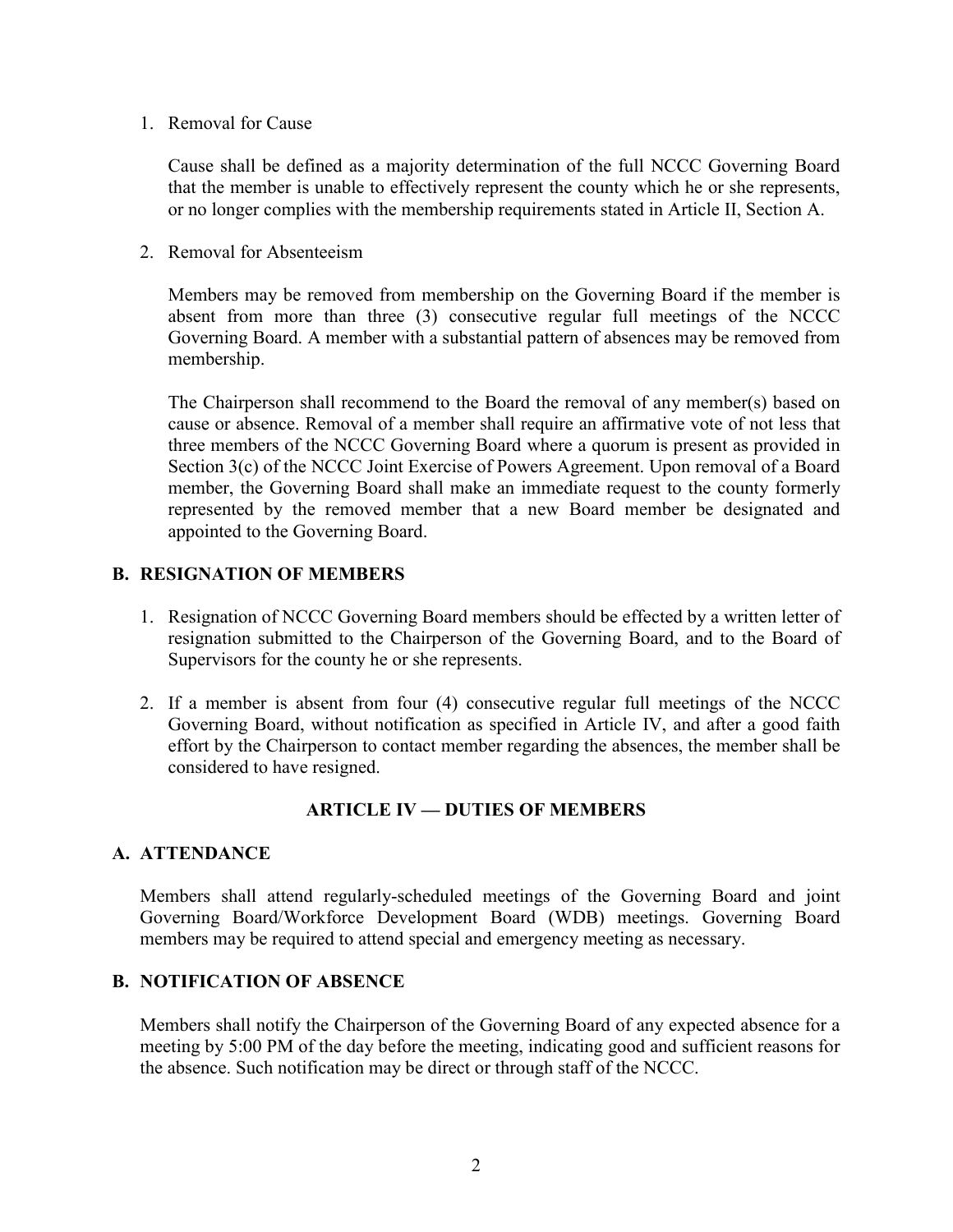1. Removal for Cause

   Cause shall be defined as a majority determination of the full NCCC Governing Board that the member is unable to effectively represent the county which he or she represents, or no longer complies with the membership requirements stated in Article II, Section A.

2. Removal for Absenteeism

   Members may be removed from membership on the Governing Board if the member is absent from more than three (3) consecutive regular full meetings of the NCCC Governing Board. A member with a substantial pattern of absences may be removed from membership.

   The Chairperson shall recommend to the Board the removal of any member(s) based on cause or absence. Removal of a member shall require an affirmative vote of not less that three members of the NCCC Governing Board where a quorum is present as provided in Section 3(c) of the NCCC Joint Exercise of Powers Agreement. Upon removal of a Board member, the Governing Board shall make an immediate request to the county formerly represented by the removed member that a new Board member be designated and appointed to the Governing Board.

### B. RESIGNATION OF MEMBERS

1. Resignation of NCCC Governing Board members should be effected by a written letter of resignation submitted to the Chairperson of the Governing Board, and to the Board of Supervisors for the county he or she represents.

2. If a member is absent from four (4) consecutive regular full meetings of the NCCC Governing Board, without notification as specified in Article IV, and after a good faith effort by the Chairperson to contact member regarding the absences, the member shall be considered to have resigned.

## ARTICLE IV — DUTIES OF MEMBERS

### A. ATTENDANCE

Members shall attend regularly-scheduled meetings of the Governing Board and joint Governing Board/Workforce Development Board (WDB) meetings. Governing Board members may be required to attend special and emergency meeting as necessary.

### B. NOTIFICATION OF ABSENCE

Members shall notify the Chairperson of the Governing Board of any expected absence for a meeting by 5:00 PM of the day before the meeting, indicating good and sufficient reasons for the absence. Such notification may be direct or through staff of the NCCC.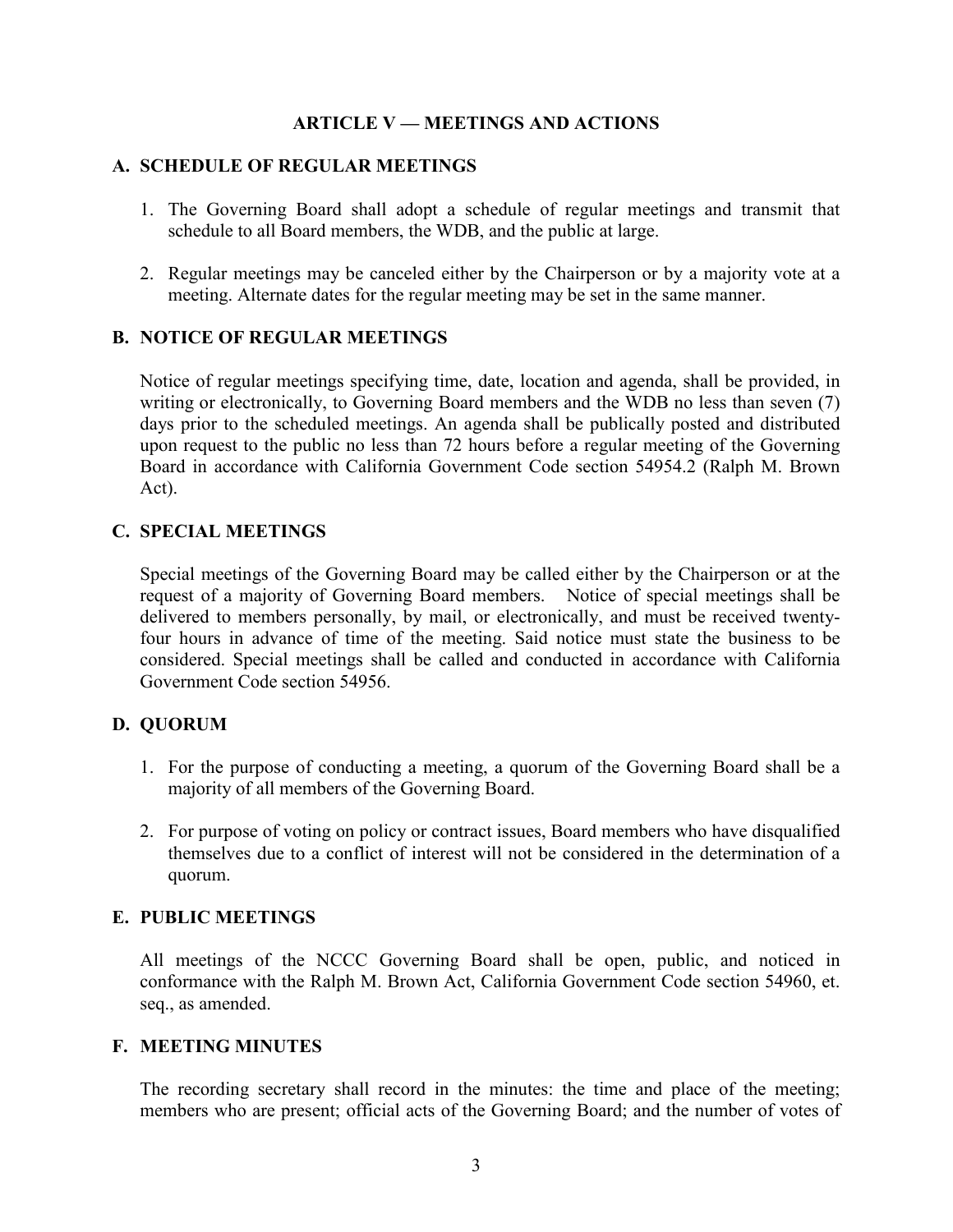# ARTICLE V — MEETINGS AND ACTIONS

## A. SCHEDULE OF REGULAR MEETINGS

1. The Governing Board shall adopt a schedule of regular meetings and transmit that schedule to all Board members, the WDB, and the public at large.

2. Regular meetings may be canceled either by the Chairperson or by a majority vote at a meeting. Alternate dates for the regular meeting may be set in the same manner.

## B. NOTICE OF REGULAR MEETINGS

Notice of regular meetings specifying time, date, location and agenda, shall be provided, in writing or electronically, to Governing Board members and the WDB no less than seven (7) days prior to the scheduled meetings. An agenda shall be publically posted and distributed upon request to the public no less than 72 hours before a regular meeting of the Governing Board in accordance with California Government Code section 54954.2 (Ralph M. Brown Act).

## C. SPECIAL MEETINGS

Special meetings of the Governing Board may be called either by the Chairperson or at the request of a majority of Governing Board members. Notice of special meetings shall be delivered to members personally, by mail, or electronically, and must be received twenty-four hours in advance of time of the meeting. Said notice must state the business to be considered. Special meetings shall be called and conducted in accordance with California Government Code section 54956.

## D. QUORUM

1. For the purpose of conducting a meeting, a quorum of the Governing Board shall be a majority of all members of the Governing Board.

2. For purpose of voting on policy or contract issues, Board members who have disqualified themselves due to a conflict of interest will not be considered in the determination of a quorum.

## E. PUBLIC MEETINGS

All meetings of the NCCC Governing Board shall be open, public, and noticed in conformance with the Ralph M. Brown Act, California Government Code section 54960, et. seq., as amended.

## F. MEETING MINUTES

The recording secretary shall record in the minutes: the time and place of the meeting; members who are present; official acts of the Governing Board; and the number of votes of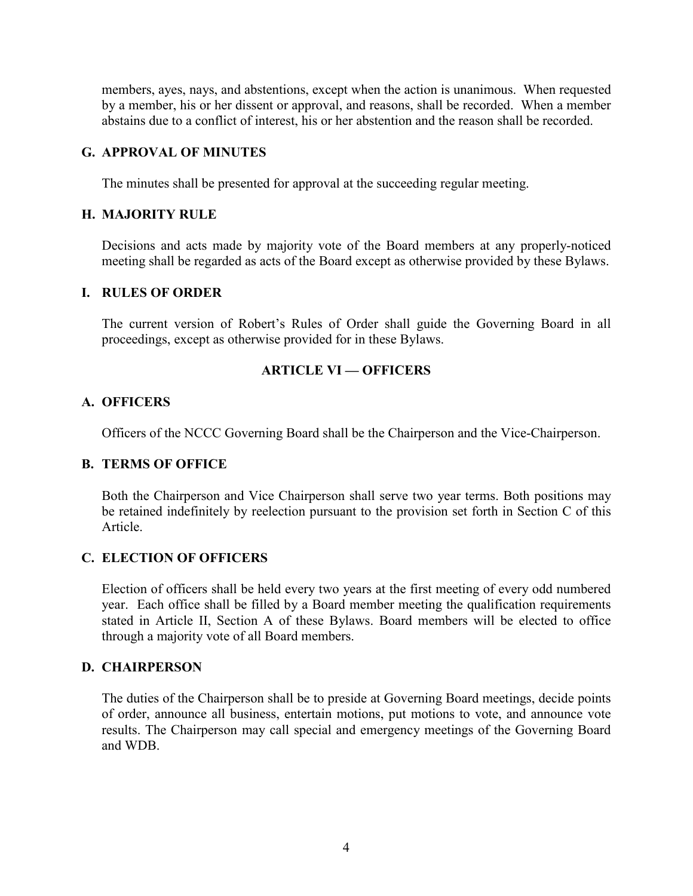members, ayes, nays, and abstentions, except when the action is unanimous. When requested by a member, his or her dissent or approval, and reasons, shall be recorded. When a member abstains due to a conflict of interest, his or her abstention and the reason shall be recorded.

### G. APPROVAL OF MINUTES

The minutes shall be presented for approval at the succeeding regular meeting.

### H. MAJORITY RULE

Decisions and acts made by majority vote of the Board members at any properly-noticed meeting shall be regarded as acts of the Board except as otherwise provided by these Bylaws.

### I. RULES OF ORDER

The current version of Robert's Rules of Order shall guide the Governing Board in all proceedings, except as otherwise provided for in these Bylaws.

## ARTICLE VI — OFFICERS

### A. OFFICERS

Officers of the NCCC Governing Board shall be the Chairperson and the Vice-Chairperson.

### B. TERMS OF OFFICE

Both the Chairperson and Vice Chairperson shall serve two year terms. Both positions may be retained indefinitely by reelection pursuant to the provision set forth in Section C of this Article.

### C. ELECTION OF OFFICERS

Election of officers shall be held every two years at the first meeting of every odd numbered year. Each office shall be filled by a Board member meeting the qualification requirements stated in Article II, Section A of these Bylaws. Board members will be elected to office through a majority vote of all Board members.

### D. CHAIRPERSON

The duties of the Chairperson shall be to preside at Governing Board meetings, decide points of order, announce all business, entertain motions, put motions to vote, and announce vote results. The Chairperson may call special and emergency meetings of the Governing Board and WDB.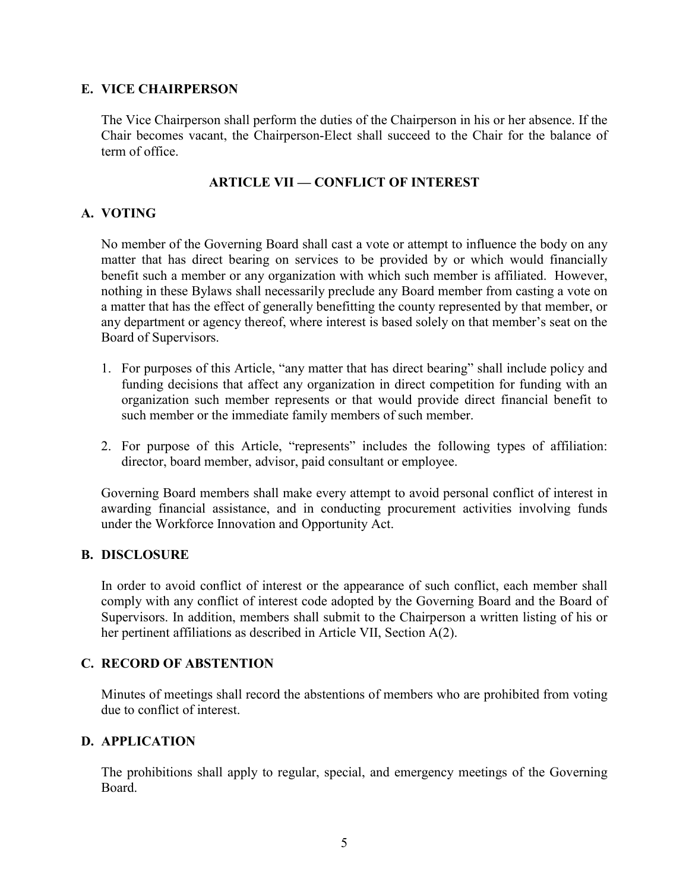### E. VICE CHAIRPERSON

The Vice Chairperson shall perform the duties of the Chairperson in his or her absence. If the Chair becomes vacant, the Chairperson-Elect shall succeed to the Chair for the balance of term of office.

## ARTICLE VII — CONFLICT OF INTEREST

### A. VOTING

No member of the Governing Board shall cast a vote or attempt to influence the body on any matter that has direct bearing on services to be provided by or which would financially benefit such a member or any organization with which such member is affiliated. However, nothing in these Bylaws shall necessarily preclude any Board member from casting a vote on a matter that has the effect of generally benefitting the county represented by that member, or any department or agency thereof, where interest is based solely on that member's seat on the Board of Supervisors.

1. For purposes of this Article, "any matter that has direct bearing" shall include policy and funding decisions that affect any organization in direct competition for funding with an organization such member represents or that would provide direct financial benefit to such member or the immediate family members of such member.
2. For purpose of this Article, "represents" includes the following types of affiliation: director, board member, advisor, paid consultant or employee.

Governing Board members shall make every attempt to avoid personal conflict of interest in awarding financial assistance, and in conducting procurement activities involving funds under the Workforce Innovation and Opportunity Act.

### B. DISCLOSURE

In order to avoid conflict of interest or the appearance of such conflict, each member shall comply with any conflict of interest code adopted by the Governing Board and the Board of Supervisors. In addition, members shall submit to the Chairperson a written listing of his or her pertinent affiliations as described in Article VII, Section A(2).

### C. RECORD OF ABSTENTION

Minutes of meetings shall record the abstentions of members who are prohibited from voting due to conflict of interest.

### D. APPLICATION

The prohibitions shall apply to regular, special, and emergency meetings of the Governing Board.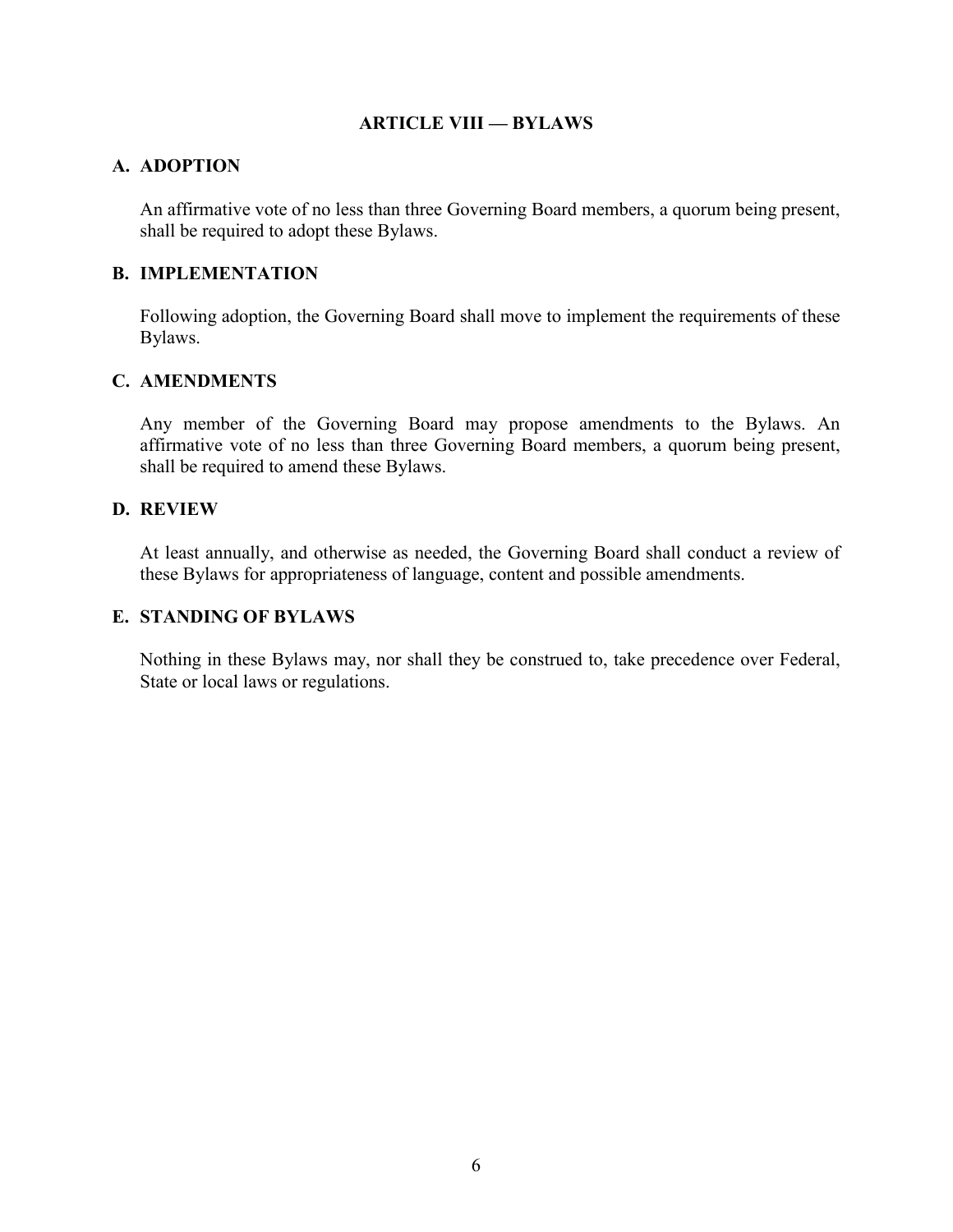## ARTICLE VIII — BYLAWS

### A. ADOPTION

An affirmative vote of no less than three Governing Board members, a quorum being present, shall be required to adopt these Bylaws.

### B. IMPLEMENTATION

Following adoption, the Governing Board shall move to implement the requirements of these Bylaws.

### C. AMENDMENTS

Any member of the Governing Board may propose amendments to the Bylaws. An affirmative vote of no less than three Governing Board members, a quorum being present, shall be required to amend these Bylaws.

### D. REVIEW

At least annually, and otherwise as needed, the Governing Board shall conduct a review of these Bylaws for appropriateness of language, content and possible amendments.

### E. STANDING OF BYLAWS

Nothing in these Bylaws may, nor shall they be construed to, take precedence over Federal, State or local laws or regulations.